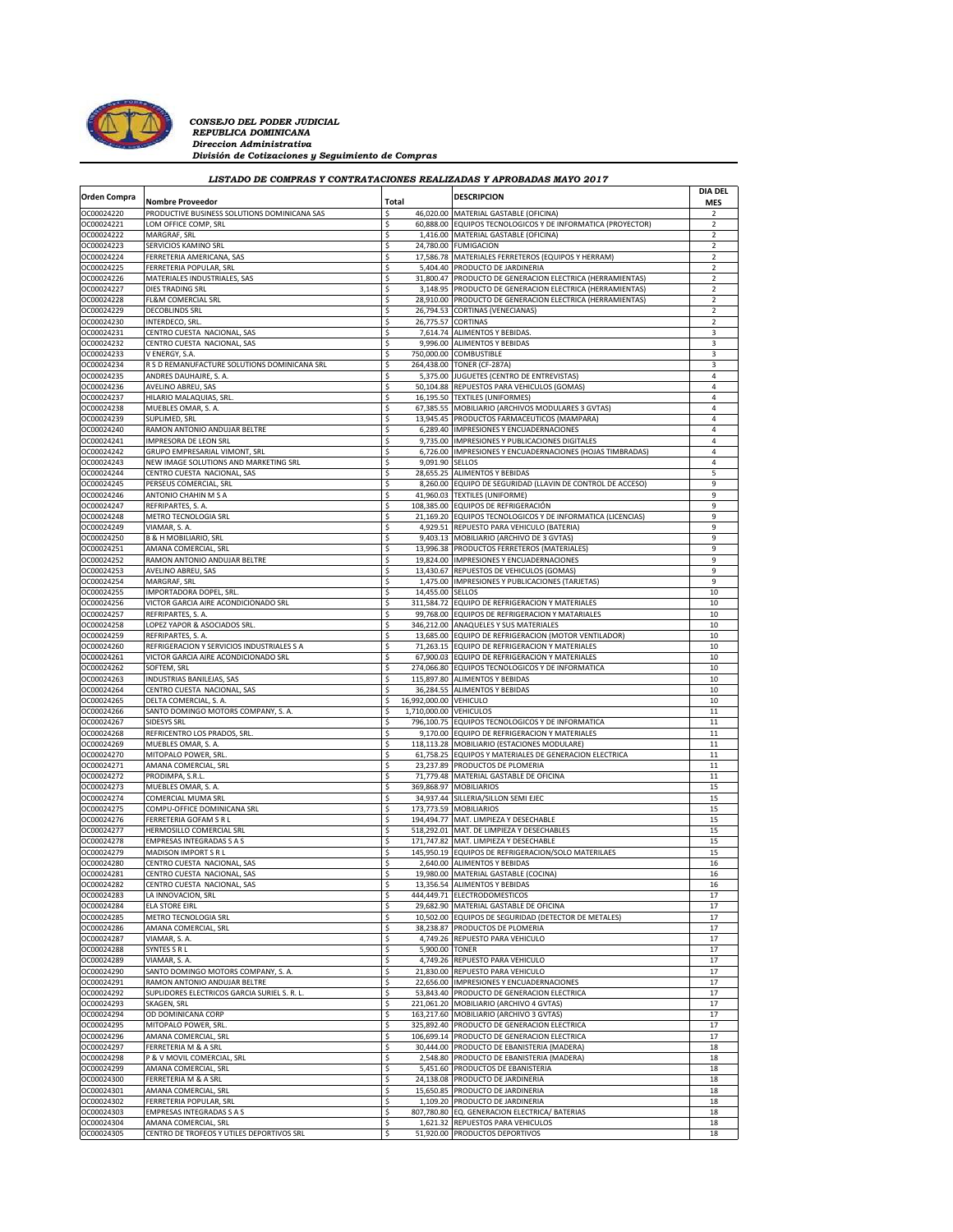*CONSEJO DEL PODER JUDICIAL*
*REPUBLICA DOMINICANA*
*Direccion Administrativa*
*División de Cotizaciones y Seguimiento de Compras*

### *LISTADO DE COMPRAS Y CONTRATACIONES REALIZADAS Y APROBADAS MAYO 2017*

| Orden Compra | Nombre Proveedor | Total | DESCRIPCION | DIA DEL MES |
|---|---|---|---|---|
| OC00024220 | PRODUCTIVE BUSINESS SOLUTIONS DOMINICANA SAS | $ 46,020.00 | MATERIAL GASTABLE (OFICINA) | 2 |
| OC00024221 | LOM OFFICE COMP, SRL | $ 60,888.00 | EQUIPOS TECNOLOGICOS Y DE INFORMATICA (PROYECTOR) | 2 |
| OC00024222 | MARGRAF, SRL | $ 1,416.00 | MATERIAL GASTABLE (OFICINA) | 2 |
| OC00024223 | SERVICIOS KAMINO SRL | $ 24,780.00 | FUMIGACION | 2 |
| OC00024224 | FERRETERIA AMERICANA, SAS | $ 17,586.78 | MATERIALES FERRETEROS (EQUIPOS Y HERRAM) | 2 |
| OC00024225 | FERRETERIA POPULAR, SRL | $ 5,404.40 | PRODUCTO DE JARDINERIA | 2 |
| OC00024226 | MATERIALES INDUSTRIALES, SAS | $ 31,800.47 | PRODUCTO DE GENERACION ELECTRICA (HERRAMIENTAS) | 2 |
| OC00024227 | DIES TRADING SRL | $ 3,148.95 | PRODUCTO DE GENERACION ELECTRICA (HERRAMIENTAS) | 2 |
| OC00024228 | FL&M COMERCIAL SRL | $ 28,910.00 | PRODUCTO DE GENERACION ELECTRICA (HERRAMIENTAS) | 2 |
| OC00024229 | DECOBLINDS SRL | $ 26,794.53 | CORTINAS (VENECIANAS) | 2 |
| OC00024230 | INTERDECO, SRL. | $ 26,775.57 | CORTINAS | 2 |
| OC00024231 | CENTRO CUESTA NACIONAL, SAS | $ 7,614.74 | ALIMENTOS Y BEBIDAS. | 3 |
| OC00024232 | CENTRO CUESTA NACIONAL, SAS | $ 9,996.00 | ALIMENTOS Y BEBIDAS | 3 |
| OC00024233 | V ENERGY, S.A. | $ 750,000.00 | COMBUSTIBLE | 3 |
| OC00024234 | R S D REMANUFACTURE SOLUTIONS DOMINICANA SRL | $ 264,438.00 | TONER (CF-287A) | 3 |
| OC00024235 | ANDRES DAUHAJRE, S. A. | $ 5,375.00 | JUGUETES (CENTRO DE ENTREVISTAS) | 4 |
| OC00024236 | AVELINO ABREU, SAS | $ 50,104.88 | REPUESTOS PARA VEHICULOS (GOMAS) | 4 |
| OC00024237 | HILARIO MALAQUIAS, SRL. | $ 16,195.50 | TEXTILES (UNIFORMES) | 4 |
| OC00024238 | MUEBLES OMAR, S. A. | $ 67,385.55 | MOBILIARIO (ARCHIVOS MODULARES 3 GVTAS) | 4 |
| OC00024239 | SUPLIMED, SRL | $ 13,945.45 | PRODUCTOS FARMACEUTICOS (MAMPARA) | 4 |
| OC00024240 | RAMON ANTONIO ANDUJAR BELTRE | $ 6,289.40 | IMPRESIONES Y ENCUADERNACIONES | 4 |
| OC00024241 | IMPRESORA DE LEON SRL | $ 9,735.00 | IMPRESIONES Y PUBLICACIONES DIGITALES | 4 |
| OC00024242 | GRUPO EMPRESARIAL VIMONT, SRL | $ 6,726.00 | IMPRESIONES Y ENCUADERNACIONES (HOJAS TIMBRADAS) | 4 |
| OC00024243 | NEW IMAGE SOLUTIONS AND MARKETING SRL | $ 9,091.90 | SELLOS | 4 |
| OC00024244 | CENTRO CUESTA NACIONAL, SAS | $ 28,655.25 | ALIMENTOS Y BEBIDAS | 5 |
| OC00024245 | PERSEUS COMERCIAL, SRL | $ 8,260.00 | EQUIPO DE SEGURIDAD (LLAVIN DE CONTROL DE ACCESO) | 9 |
| OC00024246 | ANTONIO CHAHIN M S A | $ 41,960.03 | TEXTILES (UNIFORME) | 9 |
| OC00024247 | REFRIPARTES, S. A. | $ 108,385.00 | EQUIPOS DE REFRIGERACIÓN | 9 |
| OC00024248 | METRO TECNOLOGIA SRL | $ 21,169.20 | EQUIPOS TECNOLOGICOS Y DE INFORMATICA (LICENCIAS) | 9 |
| OC00024249 | VIAMAR, S. A. | $ 4,929.51 | REPUESTO PARA VEHICULO (BATERIA) | 9 |
| OC00024250 | B & H MOBILIARIO, SRL | $ 9,403.13 | MOBILIARIO (ARCHIVO DE 3 GVTAS) | 9 |
| OC00024251 | AMANA COMERCIAL, SRL | $ 13,996.38 | PRODUCTOS FERRETEROS (MATERIALES) | 9 |
| OC00024252 | RAMON ANTONIO ANDUJAR BELTRE | $ 19,824.00 | IMPRESIONES Y ENCUADERNACIONES | 9 |
| OC00024253 | AVELINO ABREU, SAS | $ 13,430.67 | REPUESTOS DE VEHICULOS (GOMAS) | 9 |
| OC00024254 | MARGRAF, SRL | $ 1,475.00 | IMPRESIONES Y PUBLICACIONES (TARJETAS) | 9 |
| OC00024255 | IMPORTADORA DOPEL, SRL. | $ 14,455.00 | SELLOS | 10 |
| OC00024256 | VICTOR GARCIA AIRE ACONDICIONADO SRL | $ 311,584.72 | EQUIPO DE REFRIGERACION Y MATERIALES | 10 |
| OC00024257 | REFRIPARTES, S. A. | $ 99,768.00 | EQUIPOS DE REFRIGERACION Y MATARIALES | 10 |
| OC00024258 | LOPEZ YAPOR & ASOCIADOS SRL. | $ 346,212.00 | ANAQUELES Y SUS MATERIALES | 10 |
| OC00024259 | REFRIPARTES, S. A. | $ 13,685.00 | EQUIPO DE REFRIGERACION (MOTOR VENTILADOR) | 10 |
| OC00024260 | REFRIGERACION Y SERVICIOS INDUSTRIALES S A | $ 71,263.15 | EQUIPO DE REFRIGERACION Y MATERIALES | 10 |
| OC00024261 | VICTOR GARCIA AIRE ACONDICIONADO SRL | $ 67,900.03 | EQUIPO DE REFRIGERACION Y MATERIALES | 10 |
| OC00024262 | SOFTEM, SRL | $ 274,066.80 | EQUIPOS TECNOLOGICOS Y DE INFORMATICA | 10 |
| OC00024263 | INDUSTRIAS BANILEJAS, SAS | $ 115,897.80 | ALIMENTOS Y BEBIDAS | 10 |
| OC00024264 | CENTRO CUESTA NACIONAL, SAS | $ 36,284.55 | ALIMENTOS Y BEBIDAS | 10 |
| OC00024265 | DELTA COMERCIAL, S. A. | $ 16,992,000.00 | VEHICULO | 10 |
| OC00024266 | SANTO DOMINGO MOTORS COMPANY, S. A. | $ 1,710,000.00 | VEHICULOS | 11 |
| OC00024267 | SIDESYS SRL | $ 796,100.75 | EQUIPOS TECNOLOGICOS Y DE INFORMATICA | 11 |
| OC00024268 | REFRICENTRO LOS PRADOS, SRL. | $ 9,170.00 | EQUIPO DE REFRIGERACION Y MATERIALES | 11 |
| OC00024269 | MUEBLES OMAR, S. A. | $ 118,113.28 | MOBILIARIO (ESTACIONES MODULARE) | 11 |
| OC00024270 | MITOPALO POWER, SRL. | $ 61,758.25 | EQUIPOS Y MATERIALES DE GENERACION ELECTRICA | 11 |
| OC00024271 | AMANA COMERCIAL, SRL | $ 23,237.89 | PRODUCTOS DE PLOMERIA | 11 |
| OC00024272 | PRODIMPA, S.R.L. | $ 71,779.48 | MATERIAL GASTABLE DE OFICINA | 11 |
| OC00024273 | MUEBLES OMAR, S. A. | $ 369,868.97 | MOBILIARIOS | 15 |
| OC00024274 | COMERCIAL MUMA SRL | $ 34,937.44 | SILLERIA/SILLON SEMI EJEC | 15 |
| OC00024275 | COMPU-OFFICE DOMINICANA SRL | $ 173,773.59 | MOBILIARIOS | 15 |
| OC00024276 | FERRETERIA GOFAM S R L | $ 194,494.77 | MAT. LIMPIEZA Y DESECHABLE | 15 |
| OC00024277 | HERMOSILLO COMERCIAL SRL | $ 518,292.01 | MAT. DE LIMPIEZA Y DESECHABLES | 15 |
| OC00024278 | EMPRESAS INTEGRADAS S A S | $ 171,747.82 | MAT. LIMPIEZA Y DESECHABLE | 15 |
| OC00024279 | MADISON IMPORT S R L | $ 145,950.19 | EQUIPOS DE REFRIGERACION/SOLO MATERILAES | 15 |
| OC00024280 | CENTRO CUESTA NACIONAL, SAS | $ 2,640.00 | ALIMENTOS Y BEBIDAS | 16 |
| OC00024281 | CENTRO CUESTA NACIONAL, SAS | $ 19,980.00 | MATERIAL GASTABLE (COCINA) | 16 |
| OC00024282 | CENTRO CUESTA NACIONAL, SAS | $ 13,356.54 | ALIMENTOS Y BEBIDAS | 16 |
| OC00024283 | LA INNOVACION, SRL | $ 444,449.71 | ELECTRODOMESTICOS | 17 |
| OC00024284 | ELA STORE EIRL | $ 29,682.90 | MATERIAL GASTABLE DE OFICINA | 17 |
| OC00024285 | METRO TECNOLOGIA SRL | $ 10,502.00 | EQUIPOS DE SEGURIDAD (DETECTOR DE METALES) | 17 |
| OC00024286 | AMANA COMERCIAL, SRL | $ 38,238.87 | PRODUCTOS DE PLOMERIA | 17 |
| OC00024287 | VIAMAR, S. A. | $ 4,749.26 | REPUESTO PARA VEHICULO | 17 |
| OC00024288 | SYNTES S R L | $ 5,900.00 | TONER | 17 |
| OC00024289 | VIAMAR, S. A. | $ 4,749.26 | REPUESTO PARA VEHICULO | 17 |
| OC00024290 | SANTO DOMINGO MOTORS COMPANY, S. A. | $ 21,830.00 | REPUESTO PARA VEHICULO | 17 |
| OC00024291 | RAMON ANTONIO ANDUJAR BELTRE | $ 22,656.00 | IMPRESIONES Y ENCUADERNACIONES | 17 |
| OC00024292 | SUPLIDORES ELECTRICOS GARCIA SURIEL S. R. L. | $ 53,843.40 | PRODUCTO DE GENERACION ELECTRICA | 17 |
| OC00024293 | SKAGEN, SRL | $ 221,061.20 | MOBILIARIO (ARCHIVO 4 GVTAS) | 17 |
| OC00024294 | OD DOMINICANA CORP | $ 163,217.60 | MOBILIARIO (ARCHIVO 3 GVTAS) | 17 |
| OC00024295 | MITOPALO POWER, SRL. | $ 325,892.40 | PRODUCTO DE GENERACION ELECTRICA | 17 |
| OC00024296 | AMANA COMERCIAL, SRL | $ 106,699.14 | PRODUCTO DE GENERACION ELECTRICA | 17 |
| OC00024297 | FERRETERIA M & A SRL | $ 30,444.00 | PRODUCTO DE EBANISTERIA (MADERA) | 18 |
| OC00024298 | P & V MOVIL COMERCIAL, SRL | $ 2,548.80 | PRODUCTO DE EBANISTERIA (MADERA) | 18 |
| OC00024299 | AMANA COMERCIAL, SRL | $ 5,451.60 | PRODUCTOS DE EBANISTERIA | 18 |
| OC00024300 | FERRETERIA M & A SRL | $ 24,138.08 | PRODUCTO DE JARDINERIA | 18 |
| OC00024301 | AMANA COMERCIAL, SRL | $ 15,650.85 | PRODUCTO DE JARDINERIA | 18 |
| OC00024302 | FERRETERIA POPULAR, SRL | $ 1,109.20 | PRODUCTO DE JARDINERIA | 18 |
| OC00024303 | EMPRESAS INTEGRADAS S A S | $ 807,780.80 | EQ. GENERACION ELECTRICA/ BATERIAS | 18 |
| OC00024304 | AMANA COMERCIAL, SRL | $ 1,621.32 | REPUESTOS PARA VEHICULOS | 18 |
| OC00024305 | CENTRO DE TROFEOS Y UTILES DEPORTIVOS SRL | $ 51,920.00 | PRODUCTOS DEPORTIVOS | 18 |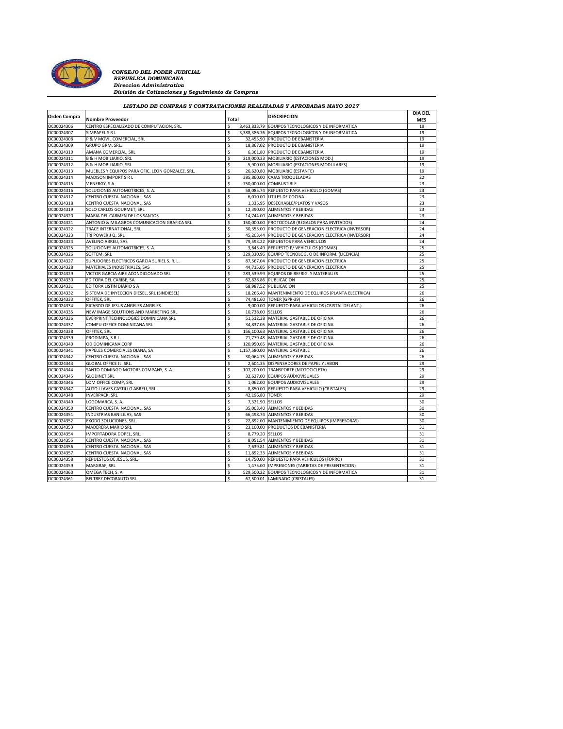*CONSEJO DEL PODER JUDICIAL*
*REPUBLICA DOMINICANA*
*Direccion Administrativa*
*División de Cotizaciones y Seguimiento de Compras*

### *LISTADO DE COMPRAS Y CONTRATACIONES REALIZADAS Y APROBADAS MAYO 2017*

| Orden Compra | Nombre Proveedor | Total | DESCRIPCION | DIA DEL MES |
|---|---|---|---|---|
| OC00024306 | CENTRO ESPECIALIZADO DE COMPUTACION, SRL. | $ 8,463,833.79 | EQUIPOS TECNOLOGICOS Y DE INFORMATICA | 19 |
| OC00024307 | SIMPAPEL S R L | $ 3,388,386.76 | EQUIPOS TECNOLOGICOS Y DE INFORMATICA | 19 |
| OC00024308 | P & V MOVIL COMERCIAL, SRL | $ 32,455.90 | PRODUCTO DE EBANISTERIA | 19 |
| OC00024309 | GRUPO GRM, SRL. | $ 18,867.02 | PRODUCTO DE EBANISTERIA | 19 |
| OC00024310 | AMANA COMERCIAL, SRL | $ 6,361.80 | PRODUCTO DE EBANISTERIA | 19 |
| OC00024311 | B & H MOBILIARIO, SRL | $ 219,000.33 | MOBILIARIO (ESTACIONES MOD.) | 19 |
| OC00024312 | B & H MOBILIARIO, SRL | $ 5,900.00 | MOBILIARIO (ESTACIONES MODULARES) | 19 |
| OC00024313 | MUEBLES Y EQUIPOS PARA OFIC. LEON GONZALEZ, SRL. | $ 26,620.80 | MOBILIARIO (ESTANTE) | 19 |
| OC00024314 | MADISON IMPORT S R L | $ 385,860.00 | CAJAS TROQUELADAS | 22 |
| OC00024315 | V ENERGY, S.A. | $ 750,000.00 | COMBUSTIBLE | 23 |
| OC00024316 | SOLUCIONES AUTOMOTRICES, S. A. | $ 58,085.74 | REPUESTO PARA VEHICULO (GOMAS) | 23 |
| OC00024317 | CENTRO CUESTA NACIONAL, SAS | $ 6,010.00 | UTILES DE COCINA | 23 |
| OC00024318 | CENTRO CUESTA NACIONAL, SAS | $ 1,335.95 | DESECHABLE/PLATOS Y VASOS | 23 |
| OC00024319 | SOLO CARLOS GOURMET, SRL | $ 12,390.00 | ALIMENTOS Y BEBIDAS | 23 |
| OC00024320 | MARIA DEL CARMEN DE LOS SANTOS | $ 14,744.00 | ALIMENTOS Y BEBIDAS | 23 |
| OC00024321 | ANTONIO & MILAGROS COMUNICACION GRAFICA SRL | $ 150,000.00 | PROTOCOLAR (REGALOS PARA INVITADOS) | 24 |
| OC00024322 | TRACE INTERNATIONAL, SRL | $ 30,355.00 | PRODUCTO DE GENERACION ELECTRICA (INVERSOR) | 24 |
| OC00024323 | TRI POWER J Q, SRL | $ 45,203.44 | PRODUCTO DE GENERACION ELECTRICA (INVERSOR) | 24 |
| OC00024324 | AVELINO ABREU, SAS | $ 79,593.22 | REPUESTOS PARA VEHICULOS | 24 |
| OC00024325 | SOLUCIONES AUTOMOTRICES, S. A. | $ 3,645.49 | REPUESTO P/ VEHICULOS (GOMAS) | 25 |
| OC00024326 | SOFTEM, SRL | $ 329,330.96 | EQUIPO TECNOLOG. O DE INFORM. (LICENCIA) | 25 |
| OC00024327 | SUPLIDORES ELECTRICOS GARCIA SURIEL S. R. L. | $ 87,567.04 | PRODUCTO DE GENERACION ELECTRICA | 25 |
| OC00024328 | MATERIALES INDUSTRIALES, SAS | $ 44,715.05 | PRODUCTO DE GENERACION ELECTRICA | 25 |
| OC00024329 | VICTOR GARCIA AIRE ACONDICIONADO SRL | $ 283,539.99 | EQUIPOS DE REFRIG. Y MATERIALES | 25 |
| OC00024330 | EDITORA DEL CARIBE, SA | $ 62,828.86 | PUBLICACION | 25 |
| OC00024331 | EDITORA LISTIN DIARIO S A | $ 68,987.52 | PUBLICACION | 25 |
| OC00024332 | SISTEMA DE INYECCION DIESEL, SRL (SINDIESEL) | $ 18,266.40 | MANTENIMIENTO DE EQUIPOS (PLANTA ELECTRICA) | 26 |
| OC00024333 | OFFITEK, SRL | $ 74,481.60 | TONER (GPR-39) | 26 |
| OC00024334 | RICARDO DE JESUS ANGELES ANGELES | $ 9,000.00 | REPUESTO PARA VEHICULOS (CRISTAL DELANT.) | 26 |
| OC00024335 | NEW IMAGE SOLUTIONS AND MARKETING SRL | $ 10,738.00 | SELLOS | 26 |
| OC00024336 | EVERPRINT TECHNOLOGIES DOMINICANA SRL | $ 51,512.38 | MATERIAL GASTABLE DE OFICINA | 26 |
| OC00024337 | COMPU-OFFICE DOMINICANA SRL | $ 34,837.05 | MATERIAL GASTABLE DE OFICINA | 26 |
| OC00024338 | OFFITEK, SRL | $ 156,100.63 | MATERIAL GASTABLE DE OFICINA | 26 |
| OC00024339 | PRODIMPA, S.R.L. | $ 71,779.48 | MATERIAL GASTABLE DE OFICINA | 26 |
| OC00024340 | OD DOMINICANA CORP | $ 120,950.65 | MATERIAL GASTABLE DE OFICINA | 26 |
| OC00024341 | PAPELES COMERCIALES DIANA, SA | $ 1,157,580.00 | MATERIAL GASTABLE | 26 |
| OC00024342 | CENTRO CUESTA NACIONAL, SAS | $ 30,064.75 | ALIMENTOS Y BEBIDAS | 26 |
| OC00024343 | GLOBAL OFFICE JL. SRL. | $ 2,604.35 | DISPENSADORES DE PAPEL Y JABON | 29 |
| OC00024344 | SANTO DOMINGO MOTORS COMPANY, S. A. | $ 107,200.00 | TRANSPORTE (MOTOCICLETA) | 29 |
| OC00024345 | GLODINET SRL | $ 32,627.00 | EQUIPOS AUDIOVISUALES | 29 |
| OC00024346 | LOM OFFICE COMP, SRL | $ 1,062.00 | EQUIPOS AUDIOVISUALES | 29 |
| OC00024347 | AUTO LLAVES CASTILLO ABREU, SRL | $ 8,850.00 | REPUESTO PARA VEHICULO (CRISTALES) | 29 |
| OC00024348 | INVERPACK, SRL | $ 42,196.80 | TONER | 29 |
| OC00024349 | LOGOMARCA, S. A. | $ 7,321.90 | SELLOS | 30 |
| OC00024350 | CENTRO CUESTA NACIONAL, SAS | $ 35,003.40 | ALIMENTOS Y BEBIDAS | 30 |
| OC00024351 | INDUSTRIAS BANILEJAS, SAS | $ 66,498.74 | ALIMENTOS Y BEBIDAS | 30 |
| OC00024352 | EXODO SOLUCIONES, SRL. | $ 22,892.00 | MANTENIMIENTO DE EQUIPOS (IMPRESORAS) | 30 |
| OC00024353 | MADERERA MARIO SRL | $ 23,100.00 | PRODUCTOS DE EBANISTERIA | 31 |
| OC00024354 | IMPORTADORA DOPEL, SRL. | $ 8,779.20 | SELLOS | 31 |
| OC00024355 | CENTRO CUESTA NACIONAL, SAS | $ 8,051.54 | ALIMENTOS Y BEBIDAS | 31 |
| OC00024356 | CENTRO CUESTA NACIONAL, SAS | $ 7,639.81 | ALIMENTOS Y BEBIDAS | 31 |
| OC00024357 | CENTRO CUESTA NACIONAL, SAS | $ 11,892.33 | ALIMENTOS Y BEBIDAS | 31 |
| OC00024358 | REPUESTOS DE JESUS, SRL. | $ 14,750.00 | REPUESTO PARA VEHICULOS (FORRO) | 31 |
| OC00024359 | MARGRAF, SRL | $ 1,475.00 | IMPRESIONES (TARJETAS DE PRESENTACION) | 31 |
| OC00024360 | OMEGA TECH, S. A. | $ 529,500.22 | EQUIPOS TECNOLOGICOS Y DE INFORMATICA | 31 |
| OC00024361 | BELTREZ DECORAUTO SRL | $ 67,500.01 | LAMINADO (CRISTALES) | 31 |